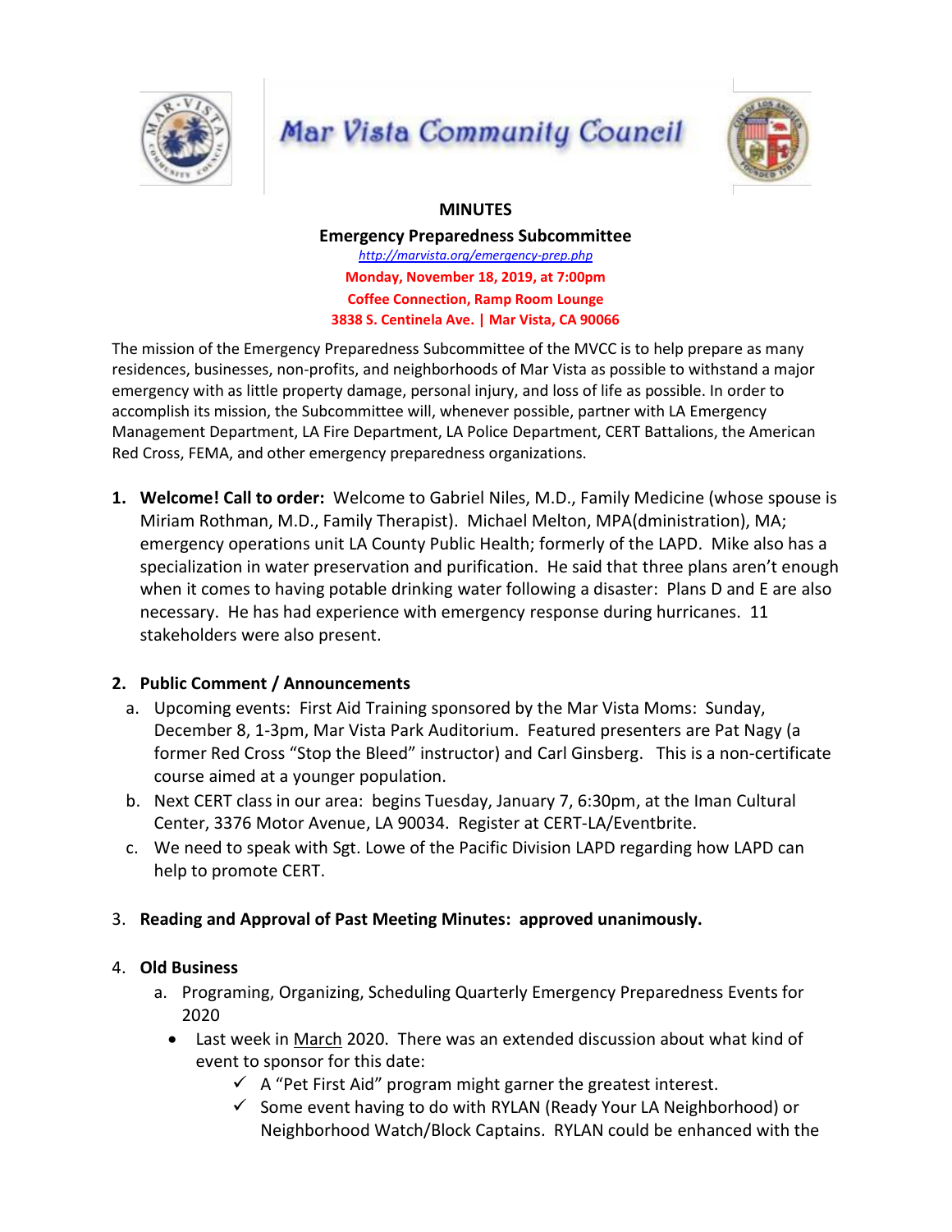# Mar Vista Community Council

## MINUTES

### Emergency Preparedness Subcommittee

http://marvista.org/emergency-prep.php

**Monday, November 18, 2019, at 7:00pm**

**Coffee Connection, Ramp Room Lounge**

**3838 S. Centinela Ave. | Mar Vista, CA 90066**

The mission of the Emergency Preparedness Subcommittee of the MVCC is to help prepare as many residences, businesses, non-profits, and neighborhoods of Mar Vista as possible to withstand a major emergency with as little property damage, personal injury, and loss of life as possible. In order to accomplish its mission, the Subcommittee will, whenever possible, partner with LA Emergency Management Department, LA Fire Department, LA Police Department, CERT Battalions, the American Red Cross, FEMA, and other emergency preparedness organizations.

1. **Welcome! Call to order:** Welcome to Gabriel Niles, M.D., Family Medicine (whose spouse is Miriam Rothman, M.D., Family Therapist). Michael Melton, MPA(dministration), MA; emergency operations unit LA County Public Health; formerly of the LAPD. Mike also has a specialization in water preservation and purification. He said that three plans aren't enough when it comes to having potable drinking water following a disaster: Plans D and E are also necessary. He has had experience with emergency response during hurricanes. 11 stakeholders were also present.

2. **Public Comment / Announcements**
   a. Upcoming events: First Aid Training sponsored by the Mar Vista Moms: Sunday, December 8, 1-3pm, Mar Vista Park Auditorium. Featured presenters are Pat Nagy (a former Red Cross "Stop the Bleed" instructor) and Carl Ginsberg. This is a non-certificate course aimed at a younger population.
   b. Next CERT class in our area: begins Tuesday, January 7, 6:30pm, at the Iman Cultural Center, 3376 Motor Avenue, LA 90034. Register at CERT-LA/Eventbrite.
   c. We need to speak with Sgt. Lowe of the Pacific Division LAPD regarding how LAPD can help to promote CERT.

3. **Reading and Approval of Past Meeting Minutes: approved unanimously.**

4. **Old Business**
   a. Programing, Organizing, Scheduling Quarterly Emergency Preparedness Events for 2020
      - Last week in March 2020. There was an extended discussion about what kind of event to sponsor for this date:
        - ✓ A "Pet First Aid" program might garner the greatest interest.
        - ✓ Some event having to do with RYLAN (Ready Your LA Neighborhood) or Neighborhood Watch/Block Captains. RYLAN could be enhanced with the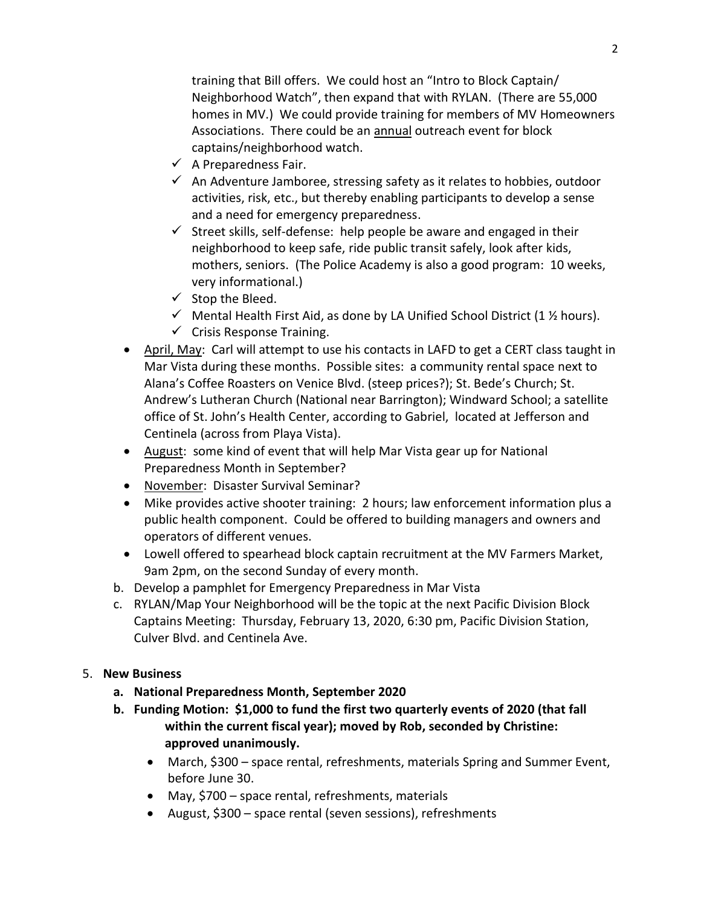training that Bill offers. We could host an "Intro to Block Captain/ Neighborhood Watch", then expand that with RYLAN. (There are 55,000 homes in MV.) We could provide training for members of MV Homeowners Associations. There could be an annual outreach event for block captains/neighborhood watch.

- ✓ A Preparedness Fair.
- ✓ An Adventure Jamboree, stressing safety as it relates to hobbies, outdoor activities, risk, etc., but thereby enabling participants to develop a sense and a need for emergency preparedness.
- ✓ Street skills, self-defense: help people be aware and engaged in their neighborhood to keep safe, ride public transit safely, look after kids, mothers, seniors. (The Police Academy is also a good program: 10 weeks, very informational.)
- ✓ Stop the Bleed.
- ✓ Mental Health First Aid, as done by LA Unified School District (1 ½ hours).
- ✓ Crisis Response Training.

- April, May: Carl will attempt to use his contacts in LAFD to get a CERT class taught in Mar Vista during these months. Possible sites: a community rental space next to Alana's Coffee Roasters on Venice Blvd. (steep prices?); St. Bede's Church; St. Andrew's Lutheran Church (National near Barrington); Windward School; a satellite office of St. John's Health Center, according to Gabriel, located at Jefferson and Centinela (across from Playa Vista).
- August: some kind of event that will help Mar Vista gear up for National Preparedness Month in September?
- November: Disaster Survival Seminar?
- Mike provides active shooter training: 2 hours; law enforcement information plus a public health component. Could be offered to building managers and owners and operators of different venues.
- Lowell offered to spearhead block captain recruitment at the MV Farmers Market, 9am 2pm, on the second Sunday of every month.

b. Develop a pamphlet for Emergency Preparedness in Mar Vista

c. RYLAN/Map Your Neighborhood will be the topic at the next Pacific Division Block Captains Meeting: Thursday, February 13, 2020, 6:30 pm, Pacific Division Station, Culver Blvd. and Centinela Ave.

5. **New Business**

   **a. National Preparedness Month, September 2020**

   **b. Funding Motion: $1,000 to fund the first two quarterly events of 2020 (that fall within the current fiscal year); moved by Rob, seconded by Christine: approved unanimously.**

   - March, $300 – space rental, refreshments, materials Spring and Summer Event, before June 30.
   - May, $700 – space rental, refreshments, materials
   - August, $300 – space rental (seven sessions), refreshments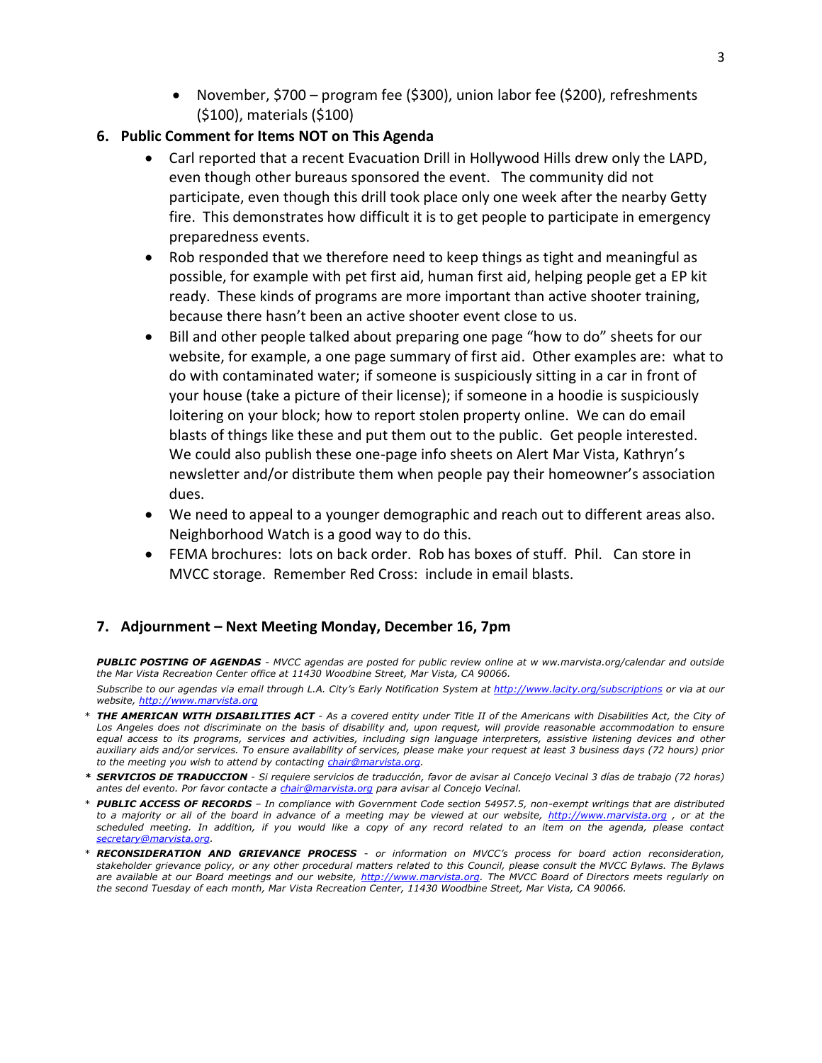- November, $700 – program fee ($300), union labor fee ($200), refreshments ($100), materials ($100)

## 6. Public Comment for Items NOT on This Agenda

- Carl reported that a recent Evacuation Drill in Hollywood Hills drew only the LAPD, even though other bureaus sponsored the event. The community did not participate, even though this drill took place only one week after the nearby Getty fire. This demonstrates how difficult it is to get people to participate in emergency preparedness events.
- Rob responded that we therefore need to keep things as tight and meaningful as possible, for example with pet first aid, human first aid, helping people get a EP kit ready. These kinds of programs are more important than active shooter training, because there hasn't been an active shooter event close to us.
- Bill and other people talked about preparing one page "how to do" sheets for our website, for example, a one page summary of first aid. Other examples are: what to do with contaminated water; if someone is suspiciously sitting in a car in front of your house (take a picture of their license); if someone in a hoodie is suspiciously loitering on your block; how to report stolen property online. We can do email blasts of things like these and put them out to the public. Get people interested. We could also publish these one-page info sheets on Alert Mar Vista, Kathryn's newsletter and/or distribute them when people pay their homeowner's association dues.
- We need to appeal to a younger demographic and reach out to different areas also. Neighborhood Watch is a good way to do this.
- FEMA brochures: lots on back order. Rob has boxes of stuff. Phil. Can store in MVCC storage. Remember Red Cross: include in email blasts.

## 7. Adjournment – Next Meeting Monday, December 16, 7pm

***PUBLIC POSTING OF AGENDAS*** *- MVCC agendas are posted for public review online at w ww.marvista.org/calendar and outside the Mar Vista Recreation Center office at 11430 Woodbine Street, Mar Vista, CA 90066.*

*Subscribe to our agendas via email through L.A. City's Early Notification System at http://www.lacity.org/subscriptions or via at our website, http://www.marvista.org*

- ***THE AMERICAN WITH DISABILITIES ACT*** *- As a covered entity under Title II of the Americans with Disabilities Act, the City of Los Angeles does not discriminate on the basis of disability and, upon request, will provide reasonable accommodation to ensure equal access to its programs, services and activities, including sign language interpreters, assistive listening devices and other auxiliary aids and/or services. To ensure availability of services, please make your request at least 3 business days (72 hours) prior to the meeting you wish to attend by contacting chair@marvista.org.*
- ***SERVICIOS DE TRADUCCION*** *- Si requiere servicios de traducción, favor de avisar al Concejo Vecinal 3 días de trabajo (72 horas) antes del evento. Por favor contacte a chair@marvista.org para avisar al Concejo Vecinal.*
- ***PUBLIC ACCESS OF RECORDS*** *– In compliance with Government Code section 54957.5, non-exempt writings that are distributed to a majority or all of the board in advance of a meeting may be viewed at our website, http://www.marvista.org , or at the scheduled meeting. In addition, if you would like a copy of any record related to an item on the agenda, please contact secretary@marvista.org.*
- ***RECONSIDERATION AND GRIEVANCE PROCESS*** *- or information on MVCC's process for board action reconsideration, stakeholder grievance policy, or any other procedural matters related to this Council, please consult the MVCC Bylaws. The Bylaws are available at our Board meetings and our website, http://www.marvista.org. The MVCC Board of Directors meets regularly on the second Tuesday of each month, Mar Vista Recreation Center, 11430 Woodbine Street, Mar Vista, CA 90066.*